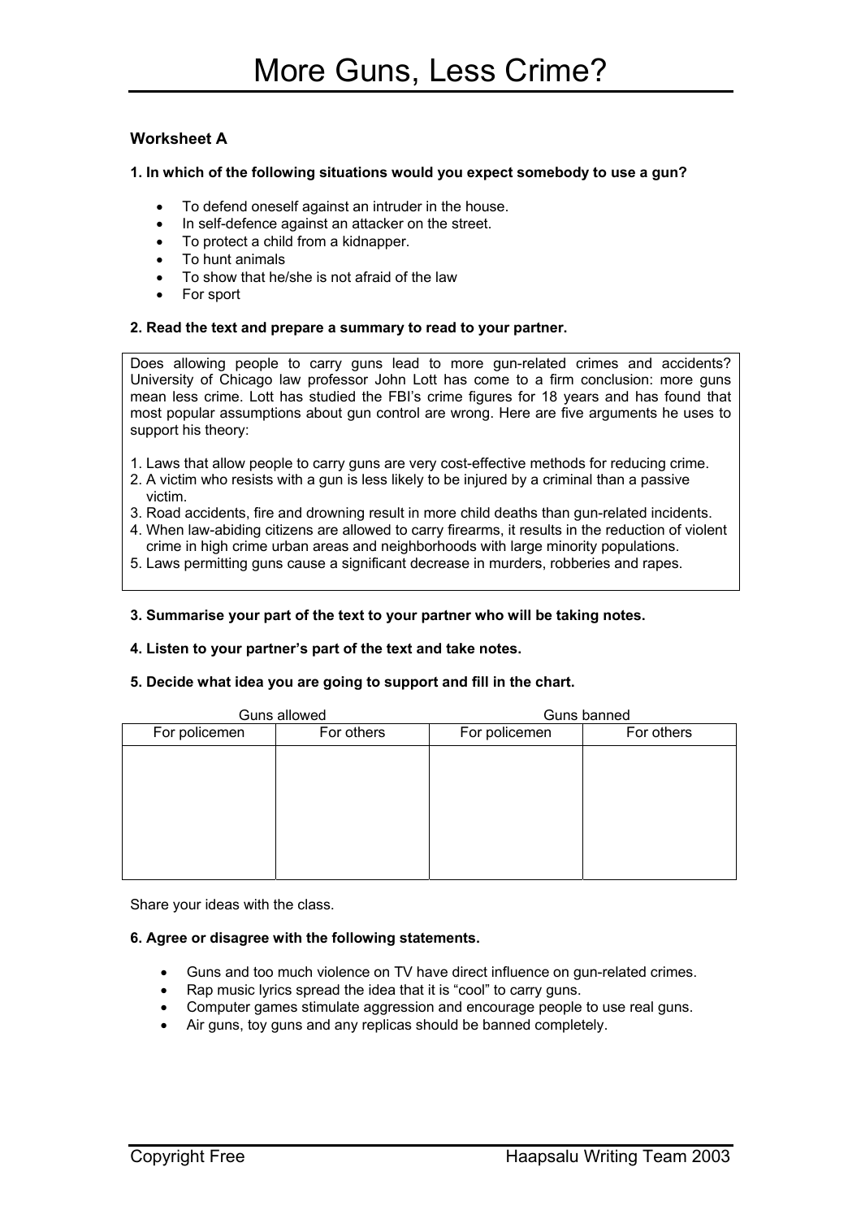# More Guns, Less Crime?

### Worksheet A

**1. In which of the following situations would you expect somebody to use a gun?**

- To defend oneself against an intruder in the house.
- In self-defence against an attacker on the street.
- To protect a child from a kidnapper.
- To hunt animals
- To show that he/she is not afraid of the law
- For sport

**2. Read the text and prepare a summary to read to your partner.**

Does allowing people to carry guns lead to more gun-related crimes and accidents? University of Chicago law professor John Lott has come to a firm conclusion: more guns mean less crime. Lott has studied the FBI's crime figures for 18 years and has found that most popular assumptions about gun control are wrong. Here are five arguments he uses to support his theory:

1. Laws that allow people to carry guns are very cost-effective methods for reducing crime.
2. A victim who resists with a gun is less likely to be injured by a criminal than a passive victim.
3. Road accidents, fire and drowning result in more child deaths than gun-related incidents.
4. When law-abiding citizens are allowed to carry firearms, it results in the reduction of violent crime in high crime urban areas and neighborhoods with large minority populations.
5. Laws permitting guns cause a significant decrease in murders, robberies and rapes.

**3. Summarise your part of the text to your partner who will be taking notes.**

**4. Listen to your partner's part of the text and take notes.**

**5. Decide what idea you are going to support and fill in the chart.**

| Guns allowed | | Guns banned | |
|---|---|---|---|
| For policemen | For others | For policemen | For others |
| | | | |

Share your ideas with the class.

**6. Agree or disagree with the following statements.**

- Guns and too much violence on TV have direct influence on gun-related crimes.
- Rap music lyrics spread the idea that it is "cool" to carry guns.
- Computer games stimulate aggression and encourage people to use real guns.
- Air guns, toy guns and any replicas should be banned completely.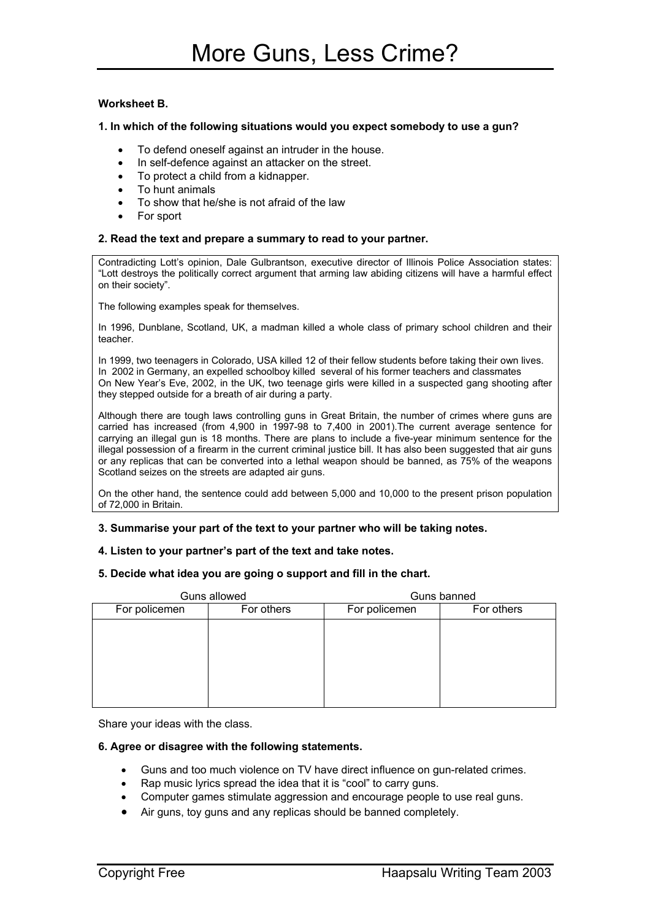# More Guns, Less Crime?

**Worksheet B.**

**1. In which of the following situations would you expect somebody to use a gun?**

- To defend oneself against an intruder in the house.
- In self-defence against an attacker on the street.
- To protect a child from a kidnapper.
- To hunt animals
- To show that he/she is not afraid of the law
- For sport

**2. Read the text and prepare a summary to read to your partner.**

Contradicting Lott's opinion, Dale Gulbrantson, executive director of Illinois Police Association states: "Lott destroys the politically correct argument that arming law abiding citizens will have a harmful effect on their society".

The following examples speak for themselves.

In 1996, Dunblane, Scotland, UK, a madman killed a whole class of primary school children and their teacher.

In 1999, two teenagers in Colorado, USA killed 12 of their fellow students before taking their own lives.
In 2002 in Germany, an expelled schoolboy killed several of his former teachers and classmates
On New Year's Eve, 2002, in the UK, two teenage girls were killed in a suspected gang shooting after they stepped outside for a breath of air during a party.

Although there are tough laws controlling guns in Great Britain, the number of crimes where guns are carried has increased (from 4,900 in 1997-98 to 7,400 in 2001).The current average sentence for carrying an illegal gun is 18 months. There are plans to include a five-year minimum sentence for the illegal possession of a firearm in the current criminal justice bill. It has also been suggested that air guns or any replicas that can be converted into a lethal weapon should be banned, as 75% of the weapons Scotland seizes on the streets are adapted air guns.

On the other hand, the sentence could add between 5,000 and 10,000 to the present prison population of 72,000 in Britain.

**3. Summarise your part of the text to your partner who will be taking notes.**

**4. Listen to your partner's part of the text and take notes.**

**5. Decide what idea you are going o support and fill in the chart.**

| Guns allowed | | Guns banned | |
|---|---|---|---|
| For policemen | For others | For policemen | For others |
| | | | |

Share your ideas with the class.

**6. Agree or disagree with the following statements.**

- Guns and too much violence on TV have direct influence on gun-related crimes.
- Rap music lyrics spread the idea that it is "cool" to carry guns.
- Computer games stimulate aggression and encourage people to use real guns.
- Air guns, toy guns and any replicas should be banned completely.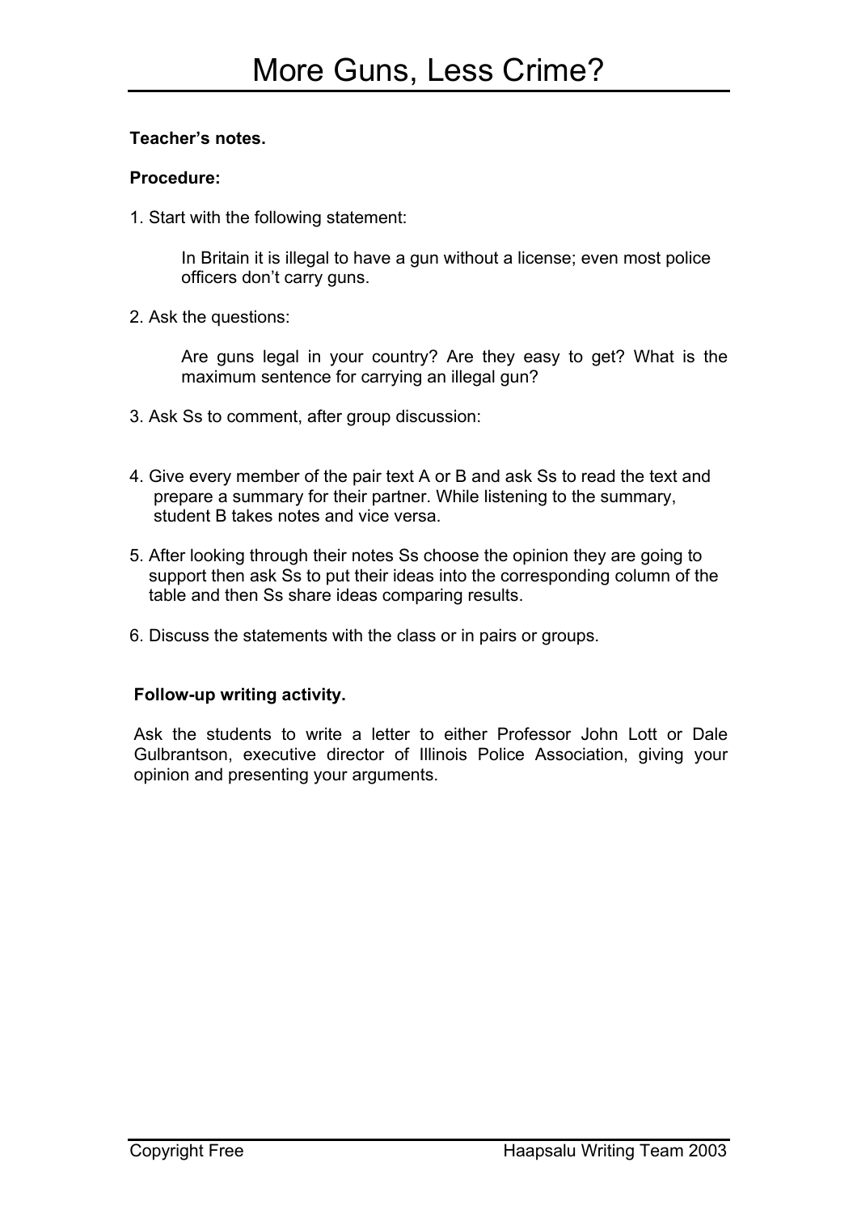# More Guns, Less Crime?

**Teacher's notes.**

**Procedure:**

1. Start with the following statement:

   In Britain it is illegal to have a gun without a license; even most police officers don't carry guns.

2. Ask the questions:

   Are guns legal in your country? Are they easy to get? What is the maximum sentence for carrying an illegal gun?

3. Ask Ss to comment, after group discussion:

4. Give every member of the pair text A or B and ask Ss to read the text and prepare a summary for their partner. While listening to the summary, student B takes notes and vice versa.

5. After looking through their notes Ss choose the opinion they are going to support then ask Ss to put their ideas into the corresponding column of the table and then Ss share ideas comparing results.

6. Discuss the statements with the class or in pairs or groups.

**Follow-up writing activity.**

Ask the students to write a letter to either Professor John Lott or Dale Gulbrantson, executive director of Illinois Police Association, giving your opinion and presenting your arguments.

Copyright Free Haapsalu Writing Team 2003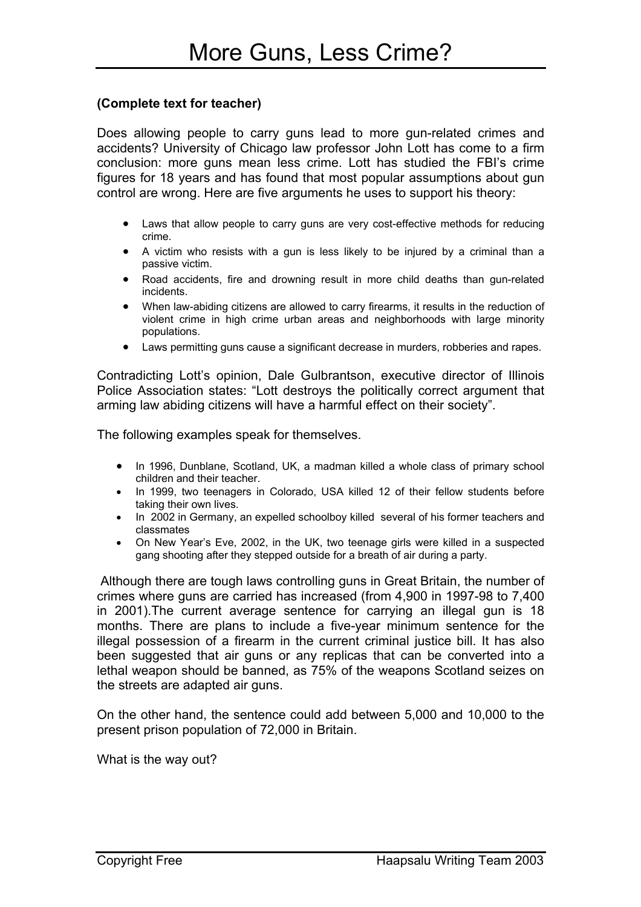# More Guns, Less Crime?

**(Complete text for teacher)**

Does allowing people to carry guns lead to more gun-related crimes and accidents? University of Chicago law professor John Lott has come to a firm conclusion: more guns mean less crime. Lott has studied the FBI's crime figures for 18 years and has found that most popular assumptions about gun control are wrong. Here are five arguments he uses to support his theory:

- Laws that allow people to carry guns are very cost-effective methods for reducing crime.
- A victim who resists with a gun is less likely to be injured by a criminal than a passive victim.
- Road accidents, fire and drowning result in more child deaths than gun-related incidents.
- When law-abiding citizens are allowed to carry firearms, it results in the reduction of violent crime in high crime urban areas and neighborhoods with large minority populations.
- Laws permitting guns cause a significant decrease in murders, robberies and rapes.

Contradicting Lott's opinion, Dale Gulbrantson, executive director of Illinois Police Association states: "Lott destroys the politically correct argument that arming law abiding citizens will have a harmful effect on their society".

The following examples speak for themselves.

- In 1996, Dunblane, Scotland, UK, a madman killed a whole class of primary school children and their teacher.
- In 1999, two teenagers in Colorado, USA killed 12 of their fellow students before taking their own lives.
- In 2002 in Germany, an expelled schoolboy killed several of his former teachers and classmates
- On New Year's Eve, 2002, in the UK, two teenage girls were killed in a suspected gang shooting after they stepped outside for a breath of air during a party.

Although there are tough laws controlling guns in Great Britain, the number of crimes where guns are carried has increased (from 4,900 in 1997-98 to 7,400 in 2001).The current average sentence for carrying an illegal gun is 18 months. There are plans to include a five-year minimum sentence for the illegal possession of a firearm in the current criminal justice bill. It has also been suggested that air guns or any replicas that can be converted into a lethal weapon should be banned, as 75% of the weapons Scotland seizes on the streets are adapted air guns.

On the other hand, the sentence could add between 5,000 and 10,000 to the present prison population of 72,000 in Britain.

What is the way out?

Copyright Free | Haapsalu Writing Team 2003